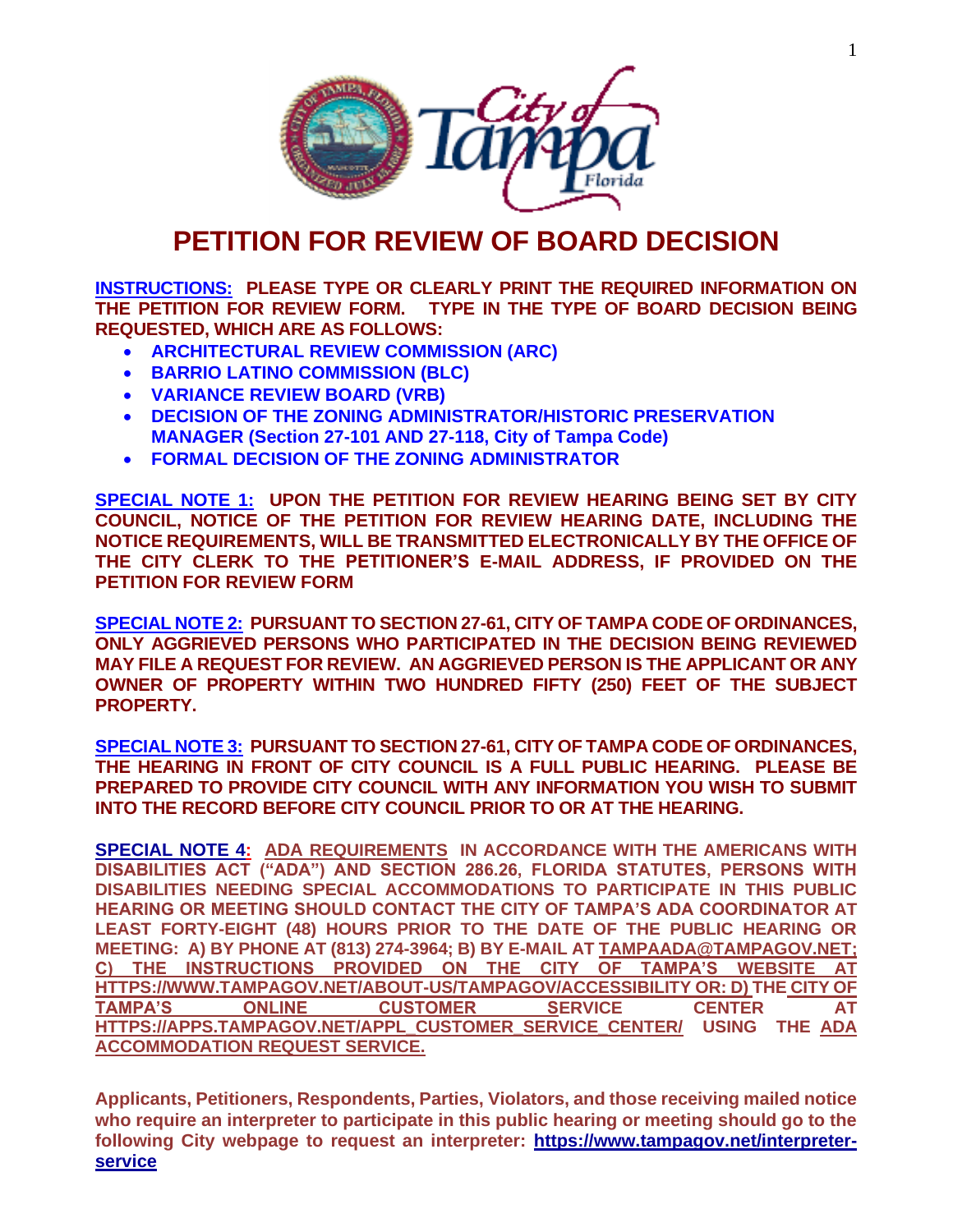# PETITION FOR REVIEW OF BOARD DECISION

**INSTRUCTIONS: PLEASE TYPE OR CLEARLY PRINT THE REQUIRED INFORMATION ON THE PETITION FOR REVIEW FORM. TYPE IN THE TYPE OF BOARD DECISION BEING REQUESTED, WHICH ARE AS FOLLOWS:**

- **ARCHITECTURAL REVIEW COMMISSION (ARC)**
- **BARRIO LATINO COMMISSION (BLC)**
- **VARIANCE REVIEW BOARD (VRB)**
- **DECISION OF THE ZONING ADMINISTRATOR/HISTORIC PRESERVATION MANAGER (Section 27-101 AND 27-118, City of Tampa Code)**
- **FORMAL DECISION OF THE ZONING ADMINISTRATOR**

**SPECIAL NOTE 1: UPON THE PETITION FOR REVIEW HEARING BEING SET BY CITY COUNCIL, NOTICE OF THE PETITION FOR REVIEW HEARING DATE, INCLUDING THE NOTICE REQUIREMENTS, WILL BE TRANSMITTED ELECTRONICALLY BY THE OFFICE OF THE CITY CLERK TO THE PETITIONER'S E-MAIL ADDRESS, IF PROVIDED ON THE PETITION FOR REVIEW FORM**

**SPECIAL NOTE 2: PURSUANT TO SECTION 27-61, CITY OF TAMPA CODE OF ORDINANCES, ONLY AGGRIEVED PERSONS WHO PARTICIPATED IN THE DECISION BEING REVIEWED MAY FILE A REQUEST FOR REVIEW. AN AGGRIEVED PERSON IS THE APPLICANT OR ANY OWNER OF PROPERTY WITHIN TWO HUNDRED FIFTY (250) FEET OF THE SUBJECT PROPERTY.**

**SPECIAL NOTE 3: PURSUANT TO SECTION 27-61, CITY OF TAMPA CODE OF ORDINANCES, THE HEARING IN FRONT OF CITY COUNCIL IS A FULL PUBLIC HEARING. PLEASE BE PREPARED TO PROVIDE CITY COUNCIL WITH ANY INFORMATION YOU WISH TO SUBMIT INTO THE RECORD BEFORE CITY COUNCIL PRIOR TO OR AT THE HEARING.**

**SPECIAL NOTE 4: ADA REQUIREMENTS IN ACCORDANCE WITH THE AMERICANS WITH DISABILITIES ACT ("ADA") AND SECTION 286.26, FLORIDA STATUTES, PERSONS WITH DISABILITIES NEEDING SPECIAL ACCOMMODATIONS TO PARTICIPATE IN THIS PUBLIC HEARING OR MEETING SHOULD CONTACT THE CITY OF TAMPA'S ADA COORDINATOR AT LEAST FORTY-EIGHT (48) HOURS PRIOR TO THE DATE OF THE PUBLIC HEARING OR MEETING: A) BY PHONE AT (813) 274-3964; B) BY E-MAIL AT TAMPAADA@TAMPAGOV.NET; C) THE INSTRUCTIONS PROVIDED ON THE CITY OF TAMPA'S WEBSITE AT HTTPS://WWW.TAMPAGOV.NET/ABOUT-US/TAMPAGOV/ACCESSIBILITY OR: D) THE CITY OF TAMPA'S ONLINE CUSTOMER SERVICE CENTER AT HTTPS://APPS.TAMPAGOV.NET/APPL_CUSTOMER_SERVICE_CENTER/ USING THE ADA ACCOMMODATION REQUEST SERVICE.**

**Applicants, Petitioners, Respondents, Parties, Violators, and those receiving mailed notice who require an interpreter to participate in this public hearing or meeting should go to the following City webpage to request an interpreter: https://www.tampagov.net/interpreter-service**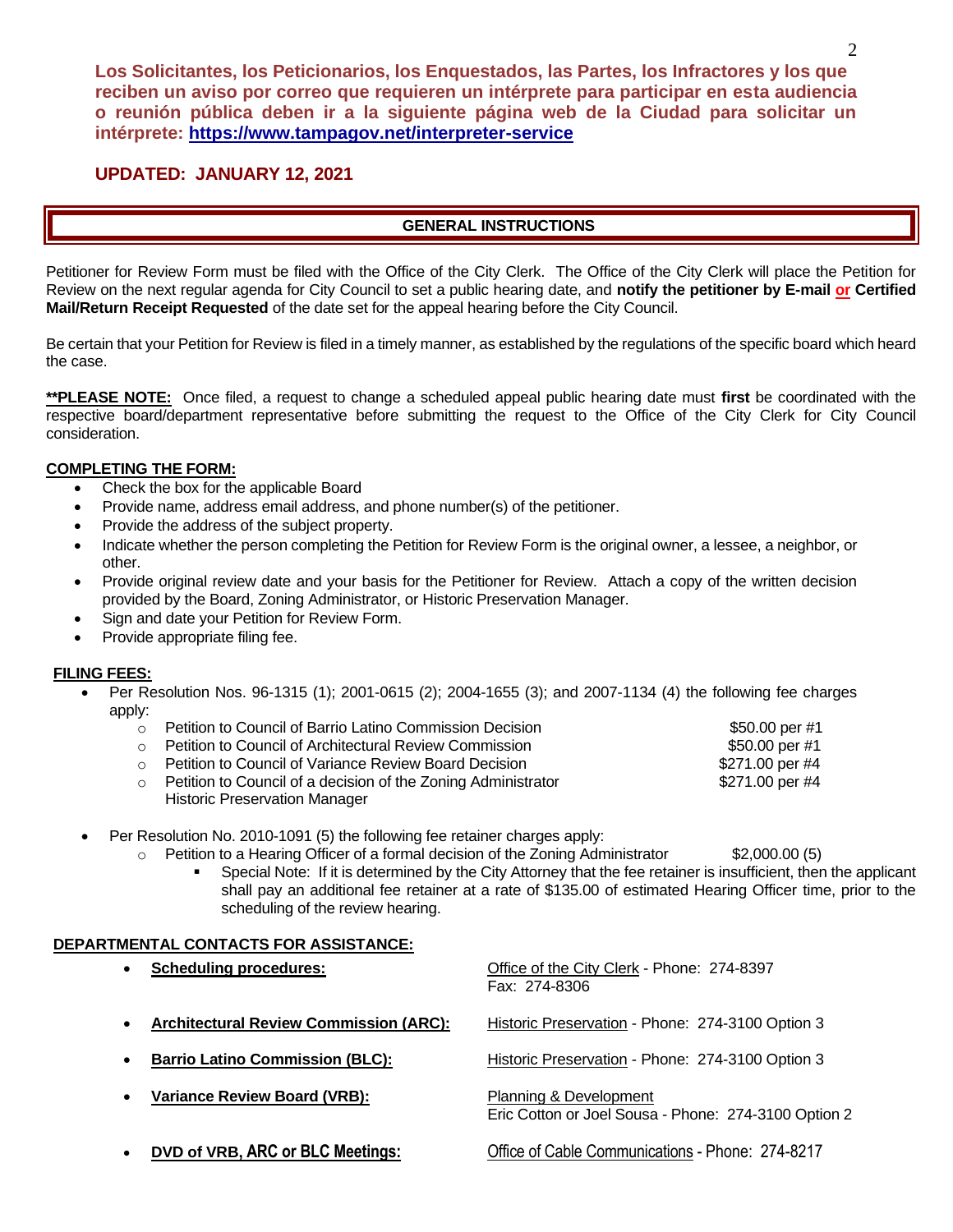**Los Solicitantes, los Peticionarios, los Enquestados, las Partes, los Infractores y los que reciben un aviso por correo que requieren un intérprete para participar en esta audiencia o reunión pública deben ir a la siguiente página web de la Ciudad para solicitar un intérprete: https://www.tampagov.net/interpreter-service**

**UPDATED: JANUARY 12, 2021**

## GENERAL INSTRUCTIONS

Petitioner for Review Form must be filed with the Office of the City Clerk. The Office of the City Clerk will place the Petition for Review on the next regular agenda for City Council to set a public hearing date, and **notify the petitioner by E-mail or Certified Mail/Return Receipt Requested** of the date set for the appeal hearing before the City Council.

Be certain that your Petition for Review is filed in a timely manner, as established by the regulations of the specific board which heard the case.

****PLEASE NOTE:** Once filed, a request to change a scheduled appeal public hearing date must **first** be coordinated with the respective board/department representative before submitting the request to the Office of the City Clerk for City Council consideration.

**COMPLETING THE FORM:**

- Check the box for the applicable Board
- Provide name, address email address, and phone number(s) of the petitioner.
- Provide the address of the subject property.
- Indicate whether the person completing the Petition for Review Form is the original owner, a lessee, a neighbor, or other.
- Provide original review date and your basis for the Petitioner for Review. Attach a copy of the written decision provided by the Board, Zoning Administrator, or Historic Preservation Manager.
- Sign and date your Petition for Review Form.
- Provide appropriate filing fee.

**FILING FEES:**

- Per Resolution Nos. 96-1315 (1); 2001-0615 (2); 2004-1655 (3); and 2007-1134 (4) the following fee charges apply:
  - Petition to Council of Barrio Latino Commission Decision — $50.00 per #1
  - Petition to Council of Architectural Review Commission — $50.00 per #1
  - Petition to Council of Variance Review Board Decision — $271.00 per #4
  - Petition to Council of a decision of the Zoning Administrator Historic Preservation Manager — $271.00 per #4
- Per Resolution No. 2010-1091 (5) the following fee retainer charges apply:
  - Petition to a Hearing Officer of a formal decision of the Zoning Administrator — $2,000.00 (5)
    - Special Note: If it is determined by the City Attorney that the fee retainer is insufficient, then the applicant shall pay an additional fee retainer at a rate of $135.00 of estimated Hearing Officer time, prior to the scheduling of the review hearing.

**DEPARTMENTAL CONTACTS FOR ASSISTANCE:**

- **Scheduling procedures:** Office of the City Clerk - Phone: 274-8397, Fax: 274-8306
- **Architectural Review Commission (ARC):** Historic Preservation - Phone: 274-3100 Option 3
- **Barrio Latino Commission (BLC):** Historic Preservation - Phone: 274-3100 Option 3
- **Variance Review Board (VRB):** Planning & Development, Eric Cotton or Joel Sousa - Phone: 274-3100 Option 2
- **DVD of VRB, ARC or BLC Meetings:** Office of Cable Communications - Phone: 274-8217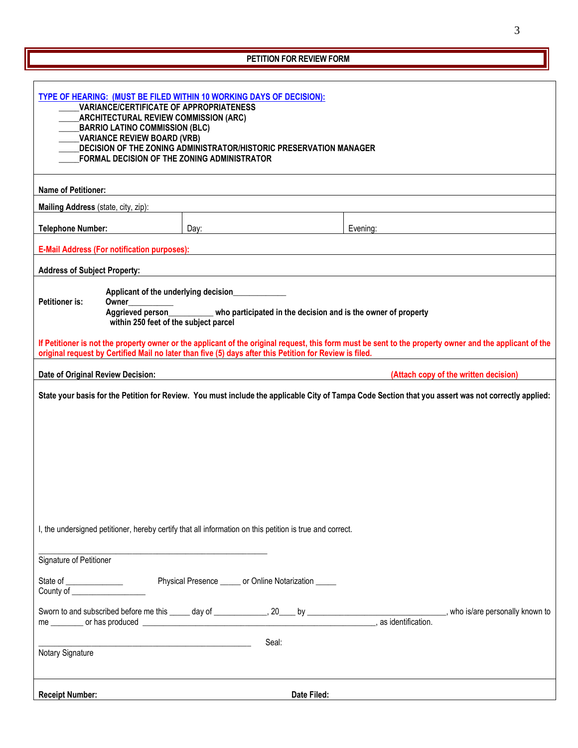## PETITION FOR REVIEW FORM

**TYPE OF HEARING: (MUST BE FILED WITHIN 10 WORKING DAYS OF DECISION):**

_____**VARIANCE/CERTIFICATE OF APPROPRIATENESS**
_____**ARCHITECTURAL REVIEW COMMISSION (ARC)**
_____**BARRIO LATINO COMMISSION (BLC)**
_____**VARIANCE REVIEW BOARD (VRB)**
_____**DECISION OF THE ZONING ADMINISTRATOR/HISTORIC PRESERVATION MANAGER**
_____**FORMAL DECISION OF THE ZONING ADMINISTRATOR**

**Name of Petitioner:**

**Mailing Address** (state, city, zip):

| **Telephone Number:** | Day: | Evening: |
|---|---|---|

**E-Mail Address (For notification purposes):**

**Address of Subject Property:**

**Petitioner is:**
**Applicant of the underlying decision**____________
**Owner**__________
**Aggrieved person**__________ **who participated in the decision and is the owner of property within 250 feet of the subject parcel**

**If Petitioner is not the property owner or the applicant of the original request, this form must be sent to the property owner and the applicant of the original request by Certified Mail no later than five (5) days after this Petition for Review is filed.**

**Date of Original Review Decision:** **(Attach copy of the written decision)**

**State your basis for the Petition for Review. You must include the applicable City of Tampa Code Section that you assert was not correctly applied:**

I, the undersigned petitioner, hereby certify that all information on this petition is true and correct.

_______________________________________________________
Signature of Petitioner

State of _____________ Physical Presence _____ or Online Notarization _____
County of ________________

Sworn to and subscribed before me this _____ day of ____________, 20____ by _________________________________, who is/are personally known to me ________ or has produced _______________________________________________________, as identification.

___________________________________________________ Seal:
Notary Signature

**Receipt Number:** **Date Filed:**